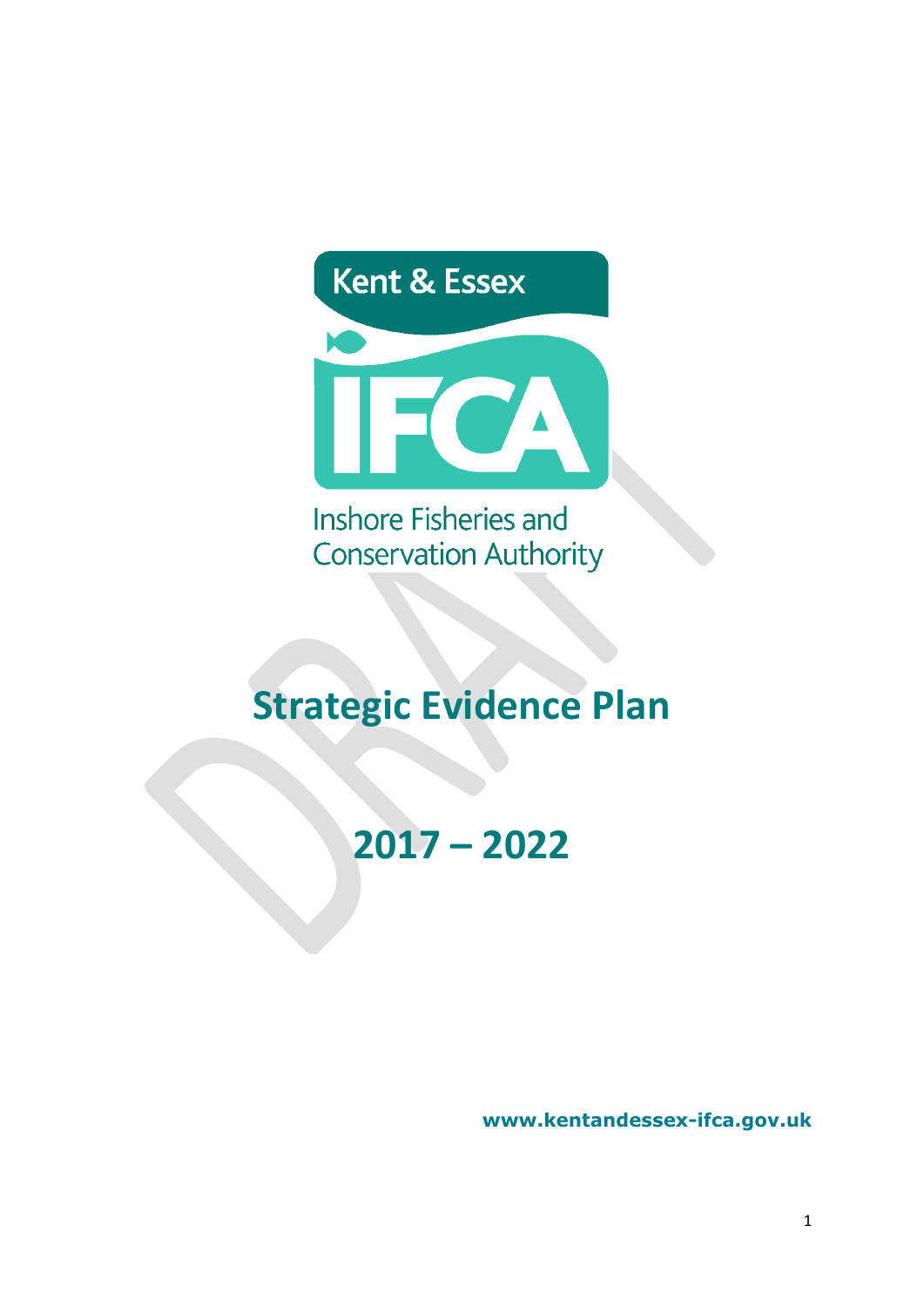Kent & Essex

IFCA

Inshore Fisheries and Conservation Authority

# Strategic Evidence Plan

# 2017 – 2022

**www.kentandessex-ifca.gov.uk**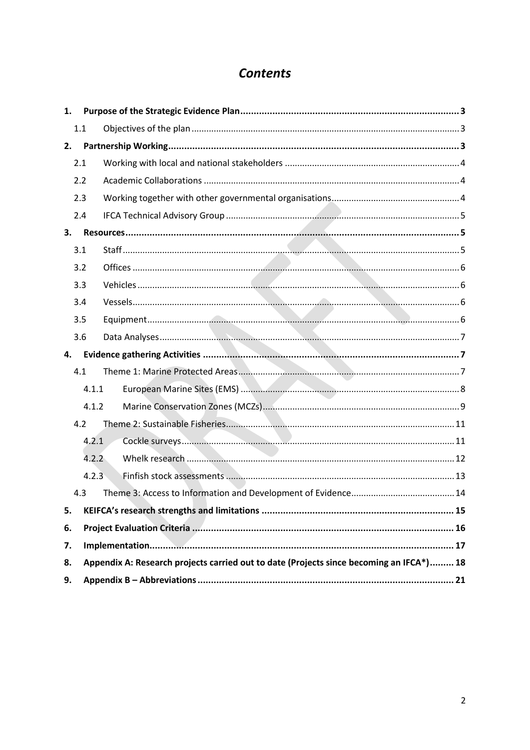# *Contents*

1. **Purpose of the Strategic Evidence Plan** ........ 3
   - 1.1 Objectives of the plan ........ 3
2. **Partnership Working** ........ 3
   - 2.1 Working with local and national stakeholders ........ 4
   - 2.2 Academic Collaborations ........ 4
   - 2.3 Working together with other governmental organisations ........ 4
   - 2.4 IFCA Technical Advisory Group ........ 5
3. **Resources** ........ 5
   - 3.1 Staff ........ 5
   - 3.2 Offices ........ 6
   - 3.3 Vehicles ........ 6
   - 3.4 Vessels ........ 6
   - 3.5 Equipment ........ 6
   - 3.6 Data Analyses ........ 7
4. **Evidence gathering Activities** ........ 7
   - 4.1 Theme 1: Marine Protected Areas ........ 7
     - 4.1.1 European Marine Sites (EMS) ........ 8
     - 4.1.2 Marine Conservation Zones (MCZs) ........ 9
   - 4.2 Theme 2: Sustainable Fisheries ........ 11
     - 4.2.1 Cockle surveys ........ 11
     - 4.2.2 Whelk research ........ 12
     - 4.2.3 Finfish stock assessments ........ 13
   - 4.3 Theme 3: Access to Information and Development of Evidence ........ 14
5. **KEIFCA's research strengths and limitations** ........ 15
6. **Project Evaluation Criteria** ........ 16
7. **Implementation** ........ 17
8. **Appendix A: Research projects carried out to date (Projects since becoming an IFCA*)** ........ 18
9. **Appendix B – Abbreviations** ........ 21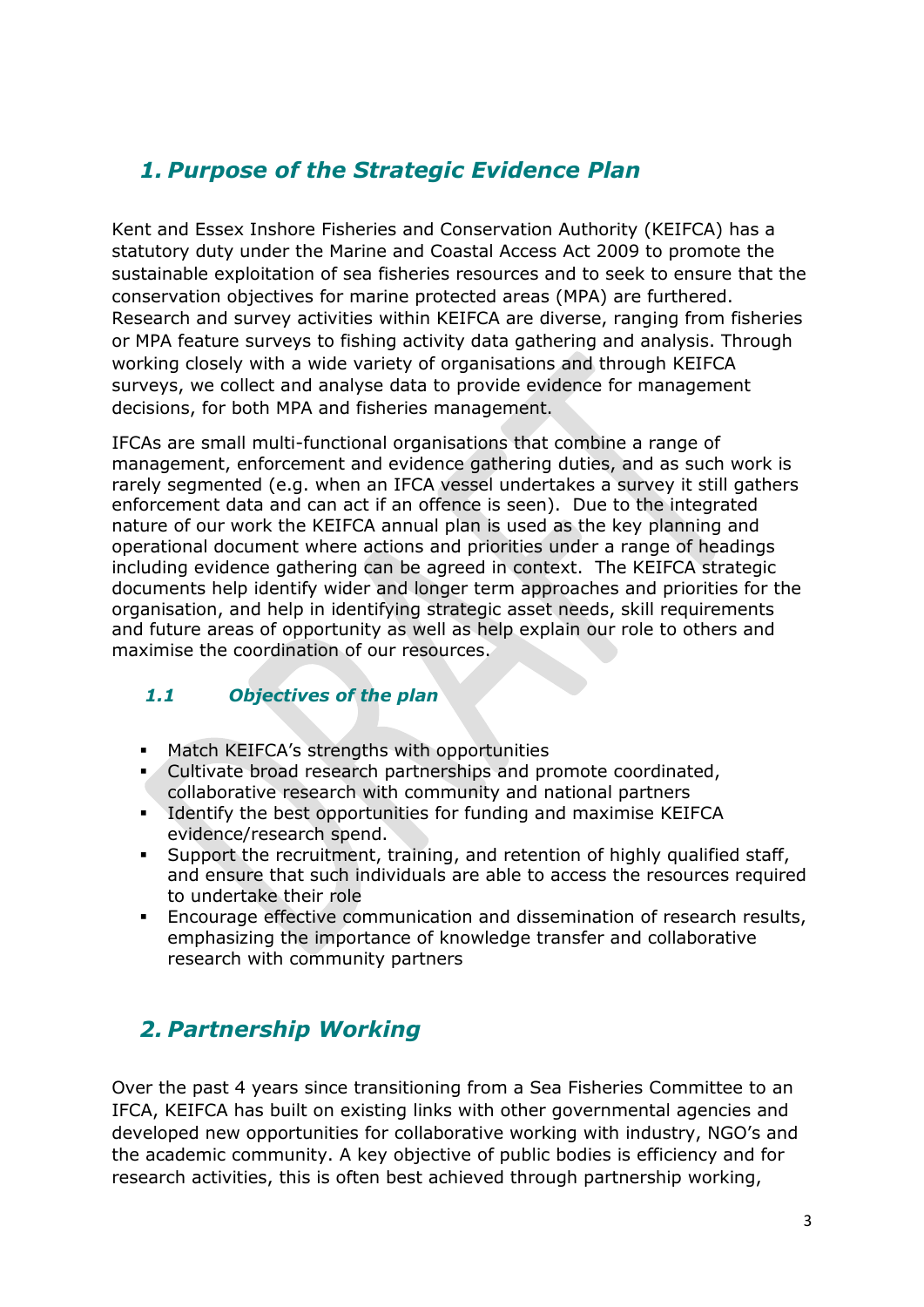## 1. Purpose of the Strategic Evidence Plan

Kent and Essex Inshore Fisheries and Conservation Authority (KEIFCA) has a statutory duty under the Marine and Coastal Access Act 2009 to promote the sustainable exploitation of sea fisheries resources and to seek to ensure that the conservation objectives for marine protected areas (MPA) are furthered. Research and survey activities within KEIFCA are diverse, ranging from fisheries or MPA feature surveys to fishing activity data gathering and analysis. Through working closely with a wide variety of organisations and through KEIFCA surveys, we collect and analyse data to provide evidence for management decisions, for both MPA and fisheries management.

IFCAs are small multi-functional organisations that combine a range of management, enforcement and evidence gathering duties, and as such work is rarely segmented (e.g. when an IFCA vessel undertakes a survey it still gathers enforcement data and can act if an offence is seen). Due to the integrated nature of our work the KEIFCA annual plan is used as the key planning and operational document where actions and priorities under a range of headings including evidence gathering can be agreed in context. The KEIFCA strategic documents help identify wider and longer term approaches and priorities for the organisation, and help in identifying strategic asset needs, skill requirements and future areas of opportunity as well as help explain our role to others and maximise the coordination of our resources.

### 1.1 Objectives of the plan

- Match KEIFCA's strengths with opportunities
- Cultivate broad research partnerships and promote coordinated, collaborative research with community and national partners
- Identify the best opportunities for funding and maximise KEIFCA evidence/research spend.
- Support the recruitment, training, and retention of highly qualified staff, and ensure that such individuals are able to access the resources required to undertake their role
- Encourage effective communication and dissemination of research results, emphasizing the importance of knowledge transfer and collaborative research with community partners

## 2. Partnership Working

Over the past 4 years since transitioning from a Sea Fisheries Committee to an IFCA, KEIFCA has built on existing links with other governmental agencies and developed new opportunities for collaborative working with industry, NGO's and the academic community. A key objective of public bodies is efficiency and for research activities, this is often best achieved through partnership working,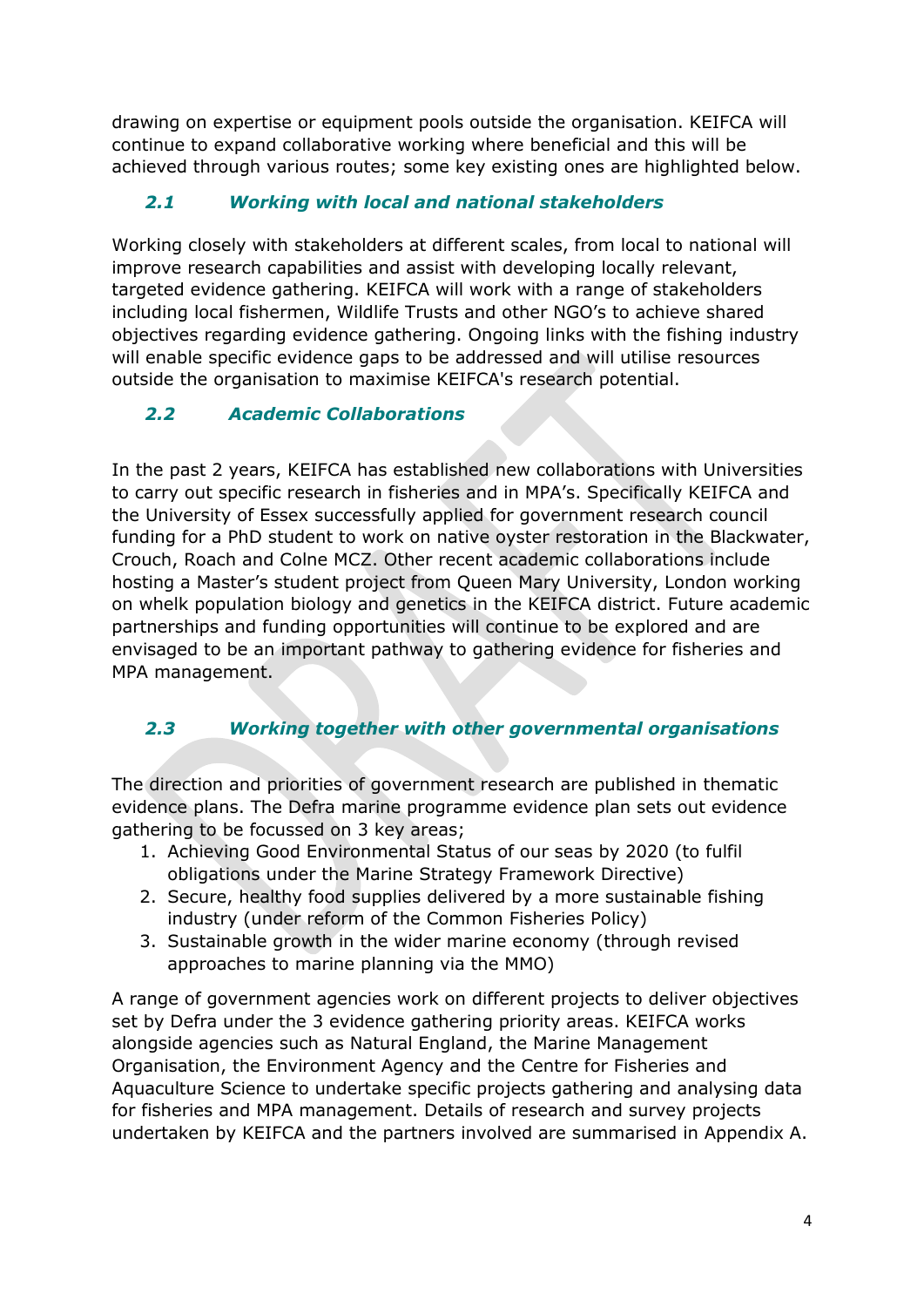drawing on expertise or equipment pools outside the organisation. KEIFCA will continue to expand collaborative working where beneficial and this will be achieved through various routes; some key existing ones are highlighted below.

### *2.1 Working with local and national stakeholders*

Working closely with stakeholders at different scales, from local to national will improve research capabilities and assist with developing locally relevant, targeted evidence gathering. KEIFCA will work with a range of stakeholders including local fishermen, Wildlife Trusts and other NGO's to achieve shared objectives regarding evidence gathering. Ongoing links with the fishing industry will enable specific evidence gaps to be addressed and will utilise resources outside the organisation to maximise KEIFCA's research potential.

### *2.2 Academic Collaborations*

In the past 2 years, KEIFCA has established new collaborations with Universities to carry out specific research in fisheries and in MPA's. Specifically KEIFCA and the University of Essex successfully applied for government research council funding for a PhD student to work on native oyster restoration in the Blackwater, Crouch, Roach and Colne MCZ. Other recent academic collaborations include hosting a Master's student project from Queen Mary University, London working on whelk population biology and genetics in the KEIFCA district. Future academic partnerships and funding opportunities will continue to be explored and are envisaged to be an important pathway to gathering evidence for fisheries and MPA management.

### *2.3 Working together with other governmental organisations*

The direction and priorities of government research are published in thematic evidence plans. The Defra marine programme evidence plan sets out evidence gathering to be focussed on 3 key areas;

1. Achieving Good Environmental Status of our seas by 2020 (to fulfil obligations under the Marine Strategy Framework Directive)
2. Secure, healthy food supplies delivered by a more sustainable fishing industry (under reform of the Common Fisheries Policy)
3. Sustainable growth in the wider marine economy (through revised approaches to marine planning via the MMO)

A range of government agencies work on different projects to deliver objectives set by Defra under the 3 evidence gathering priority areas. KEIFCA works alongside agencies such as Natural England, the Marine Management Organisation, the Environment Agency and the Centre for Fisheries and Aquaculture Science to undertake specific projects gathering and analysing data for fisheries and MPA management. Details of research and survey projects undertaken by KEIFCA and the partners involved are summarised in Appendix A.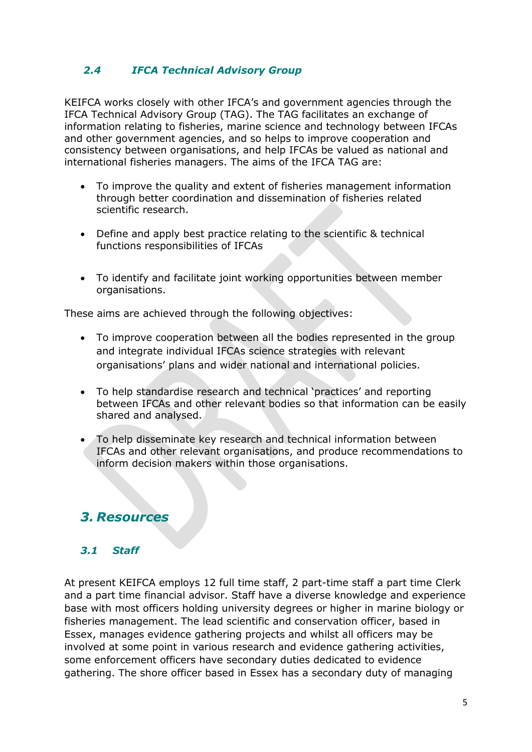### 2.4 IFCA Technical Advisory Group

KEIFCA works closely with other IFCA's and government agencies through the IFCA Technical Advisory Group (TAG). The TAG facilitates an exchange of information relating to fisheries, marine science and technology between IFCAs and other government agencies, and so helps to improve cooperation and consistency between organisations, and help IFCAs be valued as national and international fisheries managers. The aims of the IFCA TAG are:

- To improve the quality and extent of fisheries management information through better coordination and dissemination of fisheries related scientific research.
- Define and apply best practice relating to the scientific & technical functions responsibilities of IFCAs
- To identify and facilitate joint working opportunities between member organisations.

These aims are achieved through the following objectives:

- To improve cooperation between all the bodies represented in the group and integrate individual IFCAs science strategies with relevant organisations' plans and wider national and international policies.
- To help standardise research and technical 'practices' and reporting between IFCAs and other relevant bodies so that information can be easily shared and analysed.
- To help disseminate key research and technical information between IFCAs and other relevant organisations, and produce recommendations to inform decision makers within those organisations.

## 3. Resources

### 3.1 Staff

At present KEIFCA employs 12 full time staff, 2 part-time staff a part time Clerk and a part time financial advisor. Staff have a diverse knowledge and experience base with most officers holding university degrees or higher in marine biology or fisheries management. The lead scientific and conservation officer, based in Essex, manages evidence gathering projects and whilst all officers may be involved at some point in various research and evidence gathering activities, some enforcement officers have secondary duties dedicated to evidence gathering. The shore officer based in Essex has a secondary duty of managing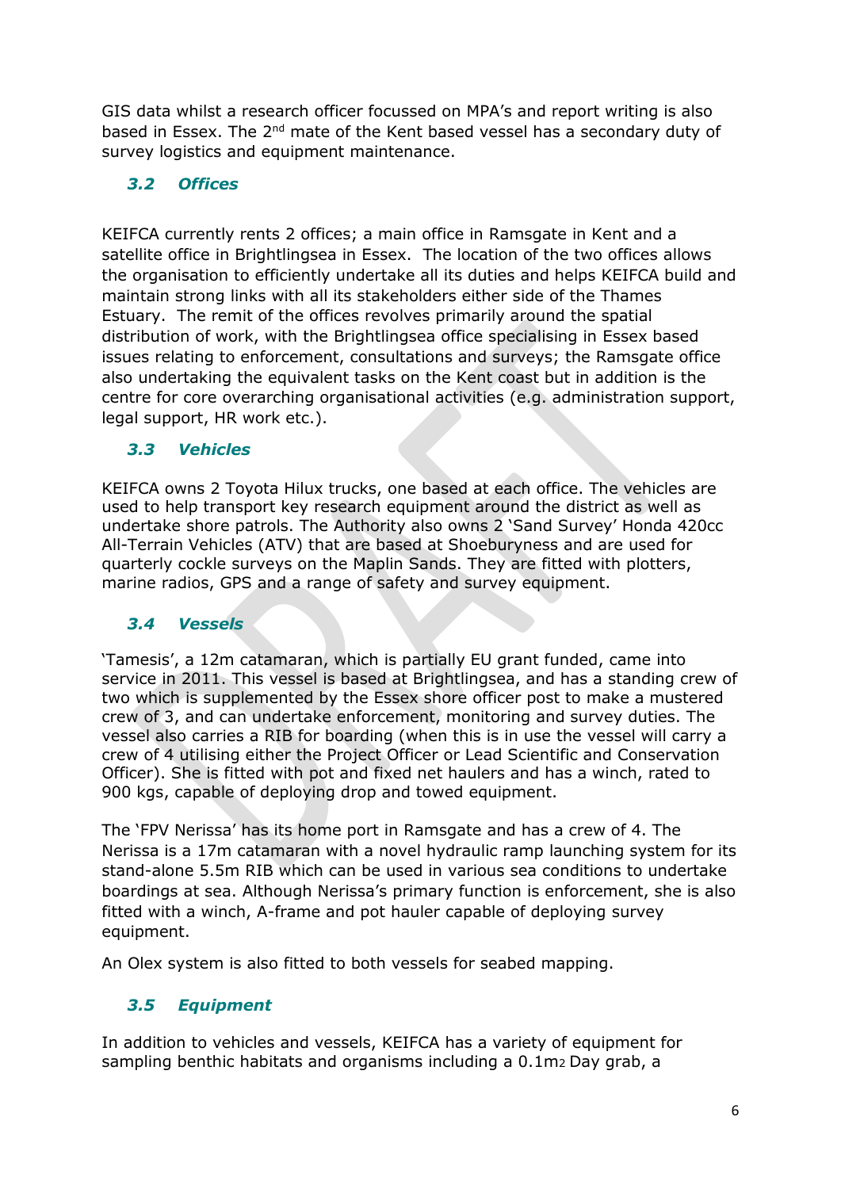GIS data whilst a research officer focussed on MPA's and report writing is also based in Essex. The 2nd mate of the Kent based vessel has a secondary duty of survey logistics and equipment maintenance.

### *3.2 Offices*

KEIFCA currently rents 2 offices; a main office in Ramsgate in Kent and a satellite office in Brightlingsea in Essex. The location of the two offices allows the organisation to efficiently undertake all its duties and helps KEIFCA build and maintain strong links with all its stakeholders either side of the Thames Estuary. The remit of the offices revolves primarily around the spatial distribution of work, with the Brightlingsea office specialising in Essex based issues relating to enforcement, consultations and surveys; the Ramsgate office also undertaking the equivalent tasks on the Kent coast but in addition is the centre for core overarching organisational activities (e.g. administration support, legal support, HR work etc.).

### *3.3 Vehicles*

KEIFCA owns 2 Toyota Hilux trucks, one based at each office. The vehicles are used to help transport key research equipment around the district as well as undertake shore patrols. The Authority also owns 2 'Sand Survey' Honda 420cc All-Terrain Vehicles (ATV) that are based at Shoeburyness and are used for quarterly cockle surveys on the Maplin Sands. They are fitted with plotters, marine radios, GPS and a range of safety and survey equipment.

### *3.4 Vessels*

'Tamesis', a 12m catamaran, which is partially EU grant funded, came into service in 2011. This vessel is based at Brightlingsea, and has a standing crew of two which is supplemented by the Essex shore officer post to make a mustered crew of 3, and can undertake enforcement, monitoring and survey duties. The vessel also carries a RIB for boarding (when this is in use the vessel will carry a crew of 4 utilising either the Project Officer or Lead Scientific and Conservation Officer). She is fitted with pot and fixed net haulers and has a winch, rated to 900 kgs, capable of deploying drop and towed equipment.

The 'FPV Nerissa' has its home port in Ramsgate and has a crew of 4. The Nerissa is a 17m catamaran with a novel hydraulic ramp launching system for its stand-alone 5.5m RIB which can be used in various sea conditions to undertake boardings at sea. Although Nerissa's primary function is enforcement, she is also fitted with a winch, A-frame and pot hauler capable of deploying survey equipment.

An Olex system is also fitted to both vessels for seabed mapping.

### *3.5 Equipment*

In addition to vehicles and vessels, KEIFCA has a variety of equipment for sampling benthic habitats and organisms including a 0.1$m^2$ Day grab, a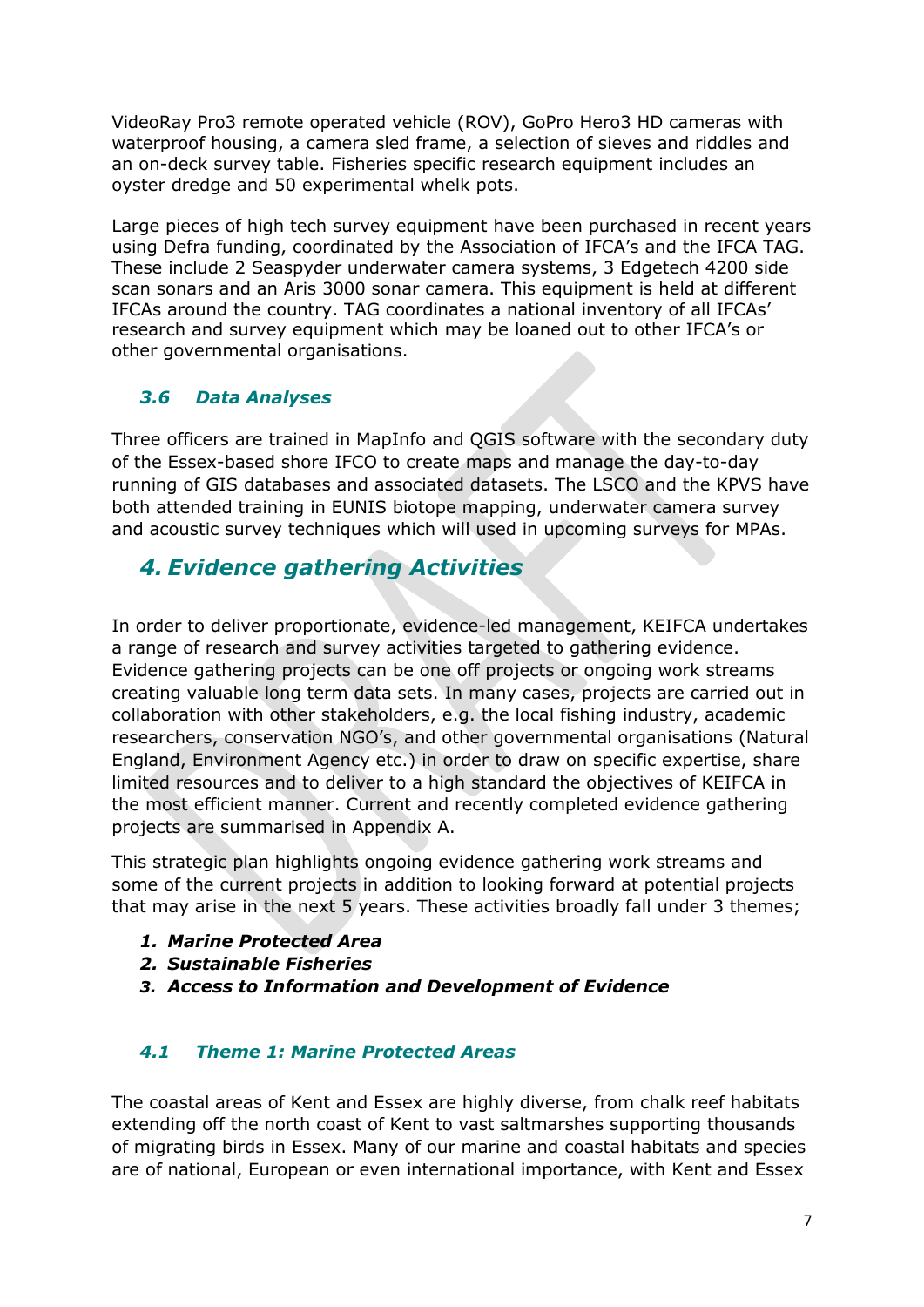VideoRay Pro3 remote operated vehicle (ROV), GoPro Hero3 HD cameras with waterproof housing, a camera sled frame, a selection of sieves and riddles and an on-deck survey table. Fisheries specific research equipment includes an oyster dredge and 50 experimental whelk pots.

Large pieces of high tech survey equipment have been purchased in recent years using Defra funding, coordinated by the Association of IFCA's and the IFCA TAG. These include 2 Seaspyder underwater camera systems, 3 Edgetech 4200 side scan sonars and an Aris 3000 sonar camera. This equipment is held at different IFCAs around the country. TAG coordinates a national inventory of all IFCAs' research and survey equipment which may be loaned out to other IFCA's or other governmental organisations.

### *3.6 Data Analyses*

Three officers are trained in MapInfo and QGIS software with the secondary duty of the Essex-based shore IFCO to create maps and manage the day-to-day running of GIS databases and associated datasets. The LSCO and the KPVS have both attended training in EUNIS biotope mapping, underwater camera survey and acoustic survey techniques which will used in upcoming surveys for MPAs.

## *4. Evidence gathering Activities*

In order to deliver proportionate, evidence-led management, KEIFCA undertakes a range of research and survey activities targeted to gathering evidence. Evidence gathering projects can be one off projects or ongoing work streams creating valuable long term data sets. In many cases, projects are carried out in collaboration with other stakeholders, e.g. the local fishing industry, academic researchers, conservation NGO's, and other governmental organisations (Natural England, Environment Agency etc.) in order to draw on specific expertise, share limited resources and to deliver to a high standard the objectives of KEIFCA in the most efficient manner. Current and recently completed evidence gathering projects are summarised in Appendix A.

This strategic plan highlights ongoing evidence gathering work streams and some of the current projects in addition to looking forward at potential projects that may arise in the next 5 years. These activities broadly fall under 3 themes;

1. ***Marine Protected Area***
2. ***Sustainable Fisheries***
3. ***Access to Information and Development of Evidence***

### *4.1 Theme 1: Marine Protected Areas*

The coastal areas of Kent and Essex are highly diverse, from chalk reef habitats extending off the north coast of Kent to vast saltmarshes supporting thousands of migrating birds in Essex. Many of our marine and coastal habitats and species are of national, European or even international importance, with Kent and Essex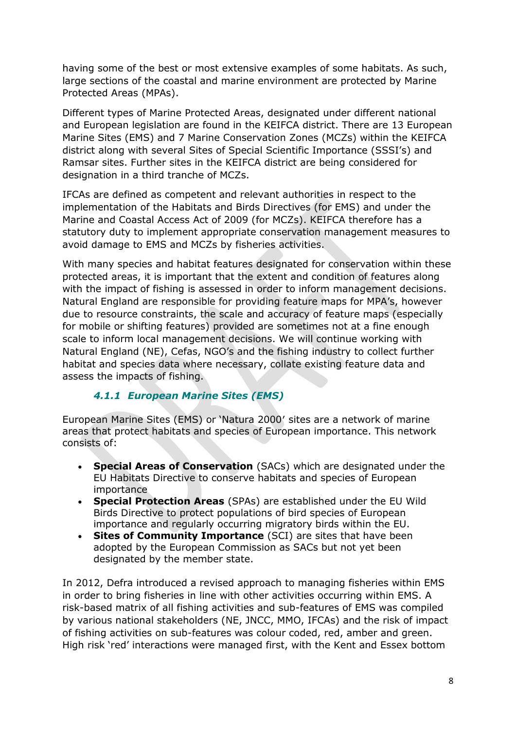having some of the best or most extensive examples of some habitats. As such, large sections of the coastal and marine environment are protected by Marine Protected Areas (MPAs).

Different types of Marine Protected Areas, designated under different national and European legislation are found in the KEIFCA district. There are 13 European Marine Sites (EMS) and 7 Marine Conservation Zones (MCZs) within the KEIFCA district along with several Sites of Special Scientific Importance (SSSI's) and Ramsar sites. Further sites in the KEIFCA district are being considered for designation in a third tranche of MCZs.

IFCAs are defined as competent and relevant authorities in respect to the implementation of the Habitats and Birds Directives (for EMS) and under the Marine and Coastal Access Act of 2009 (for MCZs). KEIFCA therefore has a statutory duty to implement appropriate conservation management measures to avoid damage to EMS and MCZs by fisheries activities.

With many species and habitat features designated for conservation within these protected areas, it is important that the extent and condition of features along with the impact of fishing is assessed in order to inform management decisions. Natural England are responsible for providing feature maps for MPA's, however due to resource constraints, the scale and accuracy of feature maps (especially for mobile or shifting features) provided are sometimes not at a fine enough scale to inform local management decisions. We will continue working with Natural England (NE), Cefas, NGO's and the fishing industry to collect further habitat and species data where necessary, collate existing feature data and assess the impacts of fishing.

### *4.1.1 European Marine Sites (EMS)*

European Marine Sites (EMS) or 'Natura 2000' sites are a network of marine areas that protect habitats and species of European importance. This network consists of:

- **Special Areas of Conservation** (SACs) which are designated under the EU Habitats Directive to conserve habitats and species of European importance
- **Special Protection Areas** (SPAs) are established under the EU Wild Birds Directive to protect populations of bird species of European importance and regularly occurring migratory birds within the EU.
- **Sites of Community Importance** (SCI) are sites that have been adopted by the European Commission as SACs but not yet been designated by the member state.

In 2012, Defra introduced a revised approach to managing fisheries within EMS in order to bring fisheries in line with other activities occurring within EMS. A risk-based matrix of all fishing activities and sub-features of EMS was compiled by various national stakeholders (NE, JNCC, MMO, IFCAs) and the risk of impact of fishing activities on sub-features was colour coded, red, amber and green. High risk 'red' interactions were managed first, with the Kent and Essex bottom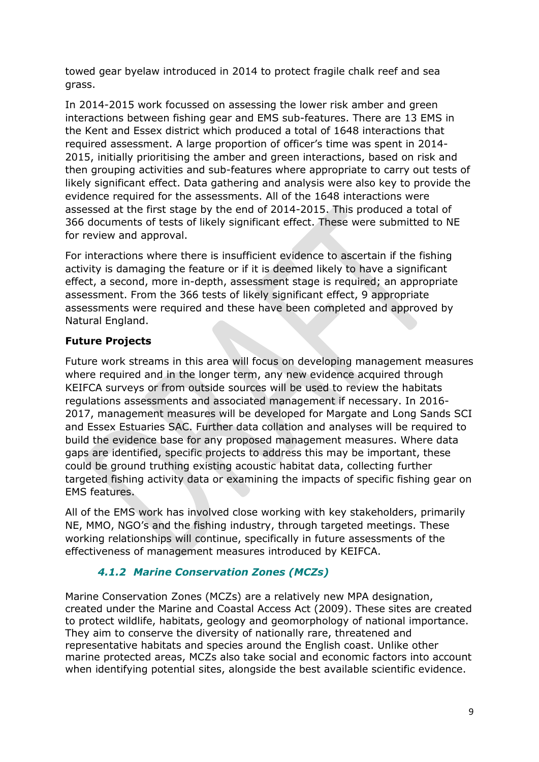towed gear byelaw introduced in 2014 to protect fragile chalk reef and sea grass.

In 2014-2015 work focussed on assessing the lower risk amber and green interactions between fishing gear and EMS sub-features. There are 13 EMS in the Kent and Essex district which produced a total of 1648 interactions that required assessment. A large proportion of officer's time was spent in 2014-2015, initially prioritising the amber and green interactions, based on risk and then grouping activities and sub-features where appropriate to carry out tests of likely significant effect. Data gathering and analysis were also key to provide the evidence required for the assessments. All of the 1648 interactions were assessed at the first stage by the end of 2014-2015. This produced a total of 366 documents of tests of likely significant effect. These were submitted to NE for review and approval.

For interactions where there is insufficient evidence to ascertain if the fishing activity is damaging the feature or if it is deemed likely to have a significant effect, a second, more in-depth, assessment stage is required; an appropriate assessment. From the 366 tests of likely significant effect, 9 appropriate assessments were required and these have been completed and approved by Natural England.

**Future Projects**

Future work streams in this area will focus on developing management measures where required and in the longer term, any new evidence acquired through KEIFCA surveys or from outside sources will be used to review the habitats regulations assessments and associated management if necessary. In 2016-2017, management measures will be developed for Margate and Long Sands SCI and Essex Estuaries SAC. Further data collation and analyses will be required to build the evidence base for any proposed management measures. Where data gaps are identified, specific projects to address this may be important, these could be ground truthing existing acoustic habitat data, collecting further targeted fishing activity data or examining the impacts of specific fishing gear on EMS features.

All of the EMS work has involved close working with key stakeholders, primarily NE, MMO, NGO's and the fishing industry, through targeted meetings. These working relationships will continue, specifically in future assessments of the effectiveness of management measures introduced by KEIFCA.

#### *4.1.2 Marine Conservation Zones (MCZs)*

Marine Conservation Zones (MCZs) are a relatively new MPA designation, created under the Marine and Coastal Access Act (2009). These sites are created to protect wildlife, habitats, geology and geomorphology of national importance. They aim to conserve the diversity of nationally rare, threatened and representative habitats and species around the English coast. Unlike other marine protected areas, MCZs also take social and economic factors into account when identifying potential sites, alongside the best available scientific evidence.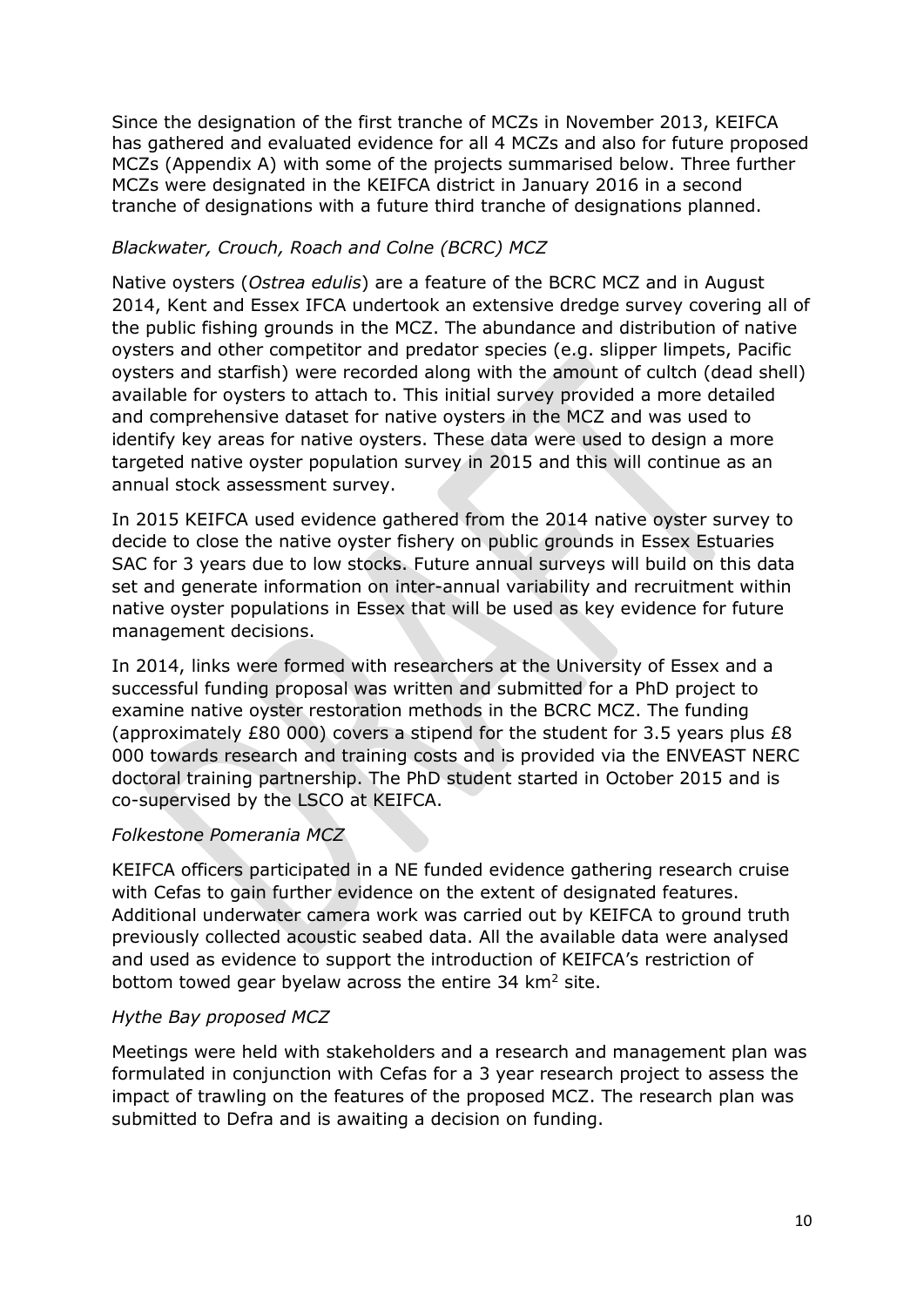Since the designation of the first tranche of MCZs in November 2013, KEIFCA has gathered and evaluated evidence for all 4 MCZs and also for future proposed MCZs (Appendix A) with some of the projects summarised below. Three further MCZs were designated in the KEIFCA district in January 2016 in a second tranche of designations with a future third tranche of designations planned.

*Blackwater, Crouch, Roach and Colne (BCRC) MCZ*

Native oysters (*Ostrea edulis*) are a feature of the BCRC MCZ and in August 2014, Kent and Essex IFCA undertook an extensive dredge survey covering all of the public fishing grounds in the MCZ. The abundance and distribution of native oysters and other competitor and predator species (e.g. slipper limpets, Pacific oysters and starfish) were recorded along with the amount of cultch (dead shell) available for oysters to attach to. This initial survey provided a more detailed and comprehensive dataset for native oysters in the MCZ and was used to identify key areas for native oysters. These data were used to design a more targeted native oyster population survey in 2015 and this will continue as an annual stock assessment survey.

In 2015 KEIFCA used evidence gathered from the 2014 native oyster survey to decide to close the native oyster fishery on public grounds in Essex Estuaries SAC for 3 years due to low stocks. Future annual surveys will build on this data set and generate information on inter-annual variability and recruitment within native oyster populations in Essex that will be used as key evidence for future management decisions.

In 2014, links were formed with researchers at the University of Essex and a successful funding proposal was written and submitted for a PhD project to examine native oyster restoration methods in the BCRC MCZ. The funding (approximately £80 000) covers a stipend for the student for 3.5 years plus £8 000 towards research and training costs and is provided via the ENVEAST NERC doctoral training partnership. The PhD student started in October 2015 and is co-supervised by the LSCO at KEIFCA.

*Folkestone Pomerania MCZ*

KEIFCA officers participated in a NE funded evidence gathering research cruise with Cefas to gain further evidence on the extent of designated features. Additional underwater camera work was carried out by KEIFCA to ground truth previously collected acoustic seabed data. All the available data were analysed and used as evidence to support the introduction of KEIFCA's restriction of bottom towed gear byelaw across the entire 34 $km^2$ site.

*Hythe Bay proposed MCZ*

Meetings were held with stakeholders and a research and management plan was formulated in conjunction with Cefas for a 3 year research project to assess the impact of trawling on the features of the proposed MCZ. The research plan was submitted to Defra and is awaiting a decision on funding.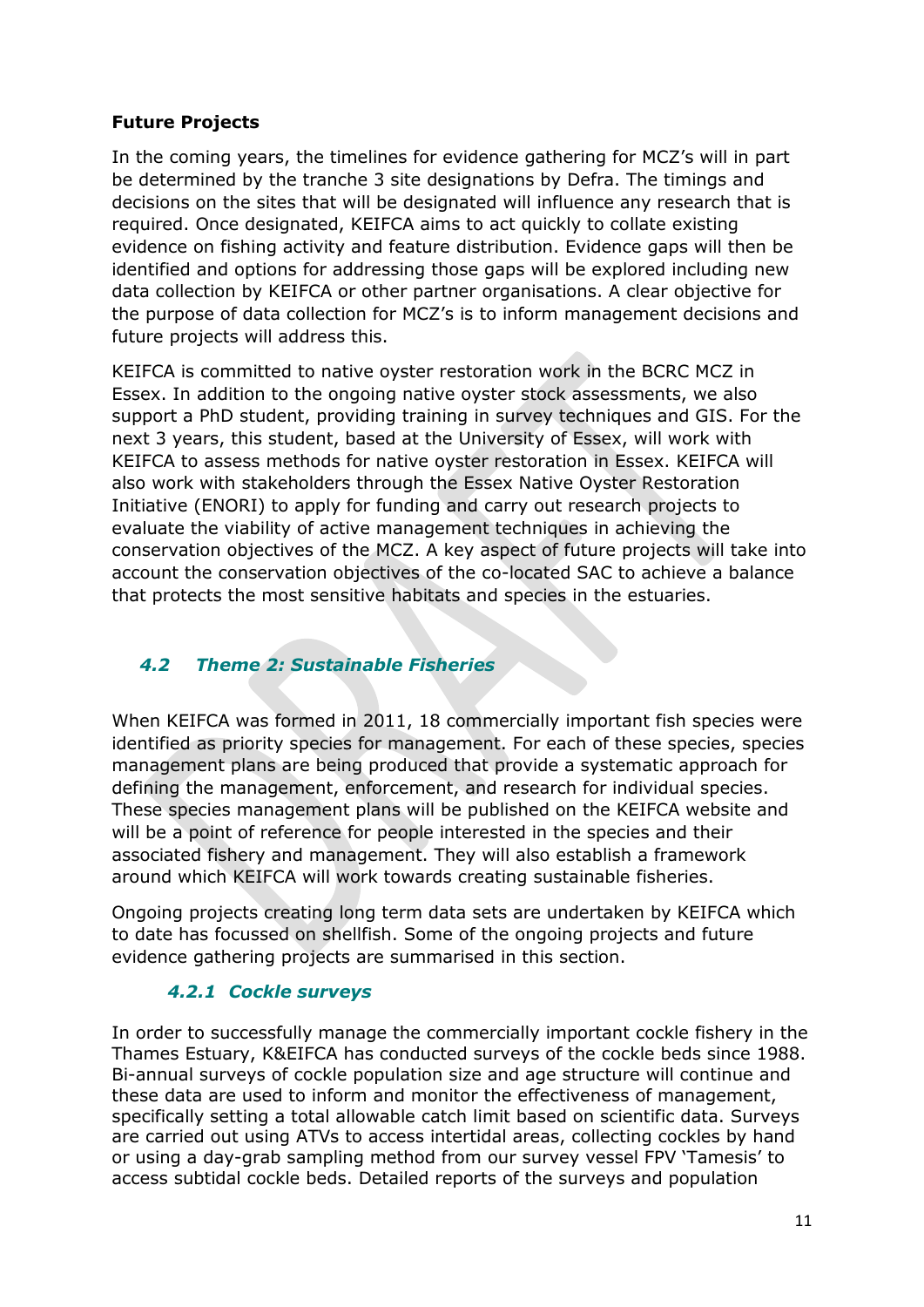**Future Projects**

In the coming years, the timelines for evidence gathering for MCZ's will in part be determined by the tranche 3 site designations by Defra. The timings and decisions on the sites that will be designated will influence any research that is required. Once designated, KEIFCA aims to act quickly to collate existing evidence on fishing activity and feature distribution. Evidence gaps will then be identified and options for addressing those gaps will be explored including new data collection by KEIFCA or other partner organisations. A clear objective for the purpose of data collection for MCZ's is to inform management decisions and future projects will address this.

KEIFCA is committed to native oyster restoration work in the BCRC MCZ in Essex. In addition to the ongoing native oyster stock assessments, we also support a PhD student, providing training in survey techniques and GIS. For the next 3 years, this student, based at the University of Essex, will work with KEIFCA to assess methods for native oyster restoration in Essex. KEIFCA will also work with stakeholders through the Essex Native Oyster Restoration Initiative (ENORI) to apply for funding and carry out research projects to evaluate the viability of active management techniques in achieving the conservation objectives of the MCZ. A key aspect of future projects will take into account the conservation objectives of the co-located SAC to achieve a balance that protects the most sensitive habitats and species in the estuaries.

## 4.2 Theme 2: Sustainable Fisheries

When KEIFCA was formed in 2011, 18 commercially important fish species were identified as priority species for management. For each of these species, species management plans are being produced that provide a systematic approach for defining the management, enforcement, and research for individual species. These species management plans will be published on the KEIFCA website and will be a point of reference for people interested in the species and their associated fishery and management. They will also establish a framework around which KEIFCA will work towards creating sustainable fisheries.

Ongoing projects creating long term data sets are undertaken by KEIFCA which to date has focussed on shellfish. Some of the ongoing projects and future evidence gathering projects are summarised in this section.

### 4.2.1 Cockle surveys

In order to successfully manage the commercially important cockle fishery in the Thames Estuary, K&EIFCA has conducted surveys of the cockle beds since 1988. Bi-annual surveys of cockle population size and age structure will continue and these data are used to inform and monitor the effectiveness of management, specifically setting a total allowable catch limit based on scientific data. Surveys are carried out using ATVs to access intertidal areas, collecting cockles by hand or using a day-grab sampling method from our survey vessel FPV 'Tamesis' to access subtidal cockle beds. Detailed reports of the surveys and population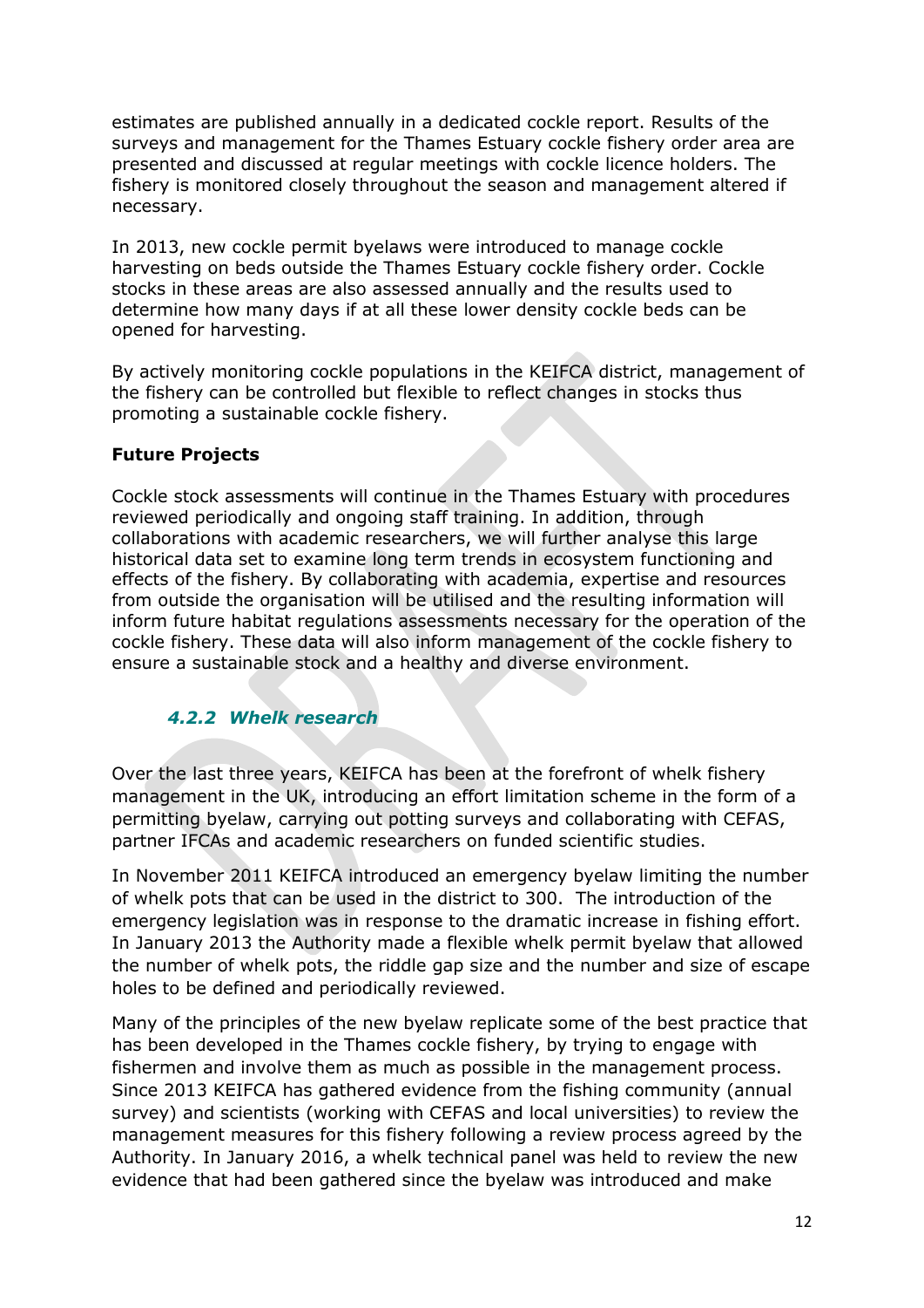estimates are published annually in a dedicated cockle report. Results of the surveys and management for the Thames Estuary cockle fishery order area are presented and discussed at regular meetings with cockle licence holders. The fishery is monitored closely throughout the season and management altered if necessary.

In 2013, new cockle permit byelaws were introduced to manage cockle harvesting on beds outside the Thames Estuary cockle fishery order. Cockle stocks in these areas are also assessed annually and the results used to determine how many days if at all these lower density cockle beds can be opened for harvesting.

By actively monitoring cockle populations in the KEIFCA district, management of the fishery can be controlled but flexible to reflect changes in stocks thus promoting a sustainable cockle fishery.

**Future Projects**

Cockle stock assessments will continue in the Thames Estuary with procedures reviewed periodically and ongoing staff training. In addition, through collaborations with academic researchers, we will further analyse this large historical data set to examine long term trends in ecosystem functioning and effects of the fishery. By collaborating with academia, expertise and resources from outside the organisation will be utilised and the resulting information will inform future habitat regulations assessments necessary for the operation of the cockle fishery. These data will also inform management of the cockle fishery to ensure a sustainable stock and a healthy and diverse environment.

### *4.2.2 Whelk research*

Over the last three years, KEIFCA has been at the forefront of whelk fishery management in the UK, introducing an effort limitation scheme in the form of a permitting byelaw, carrying out potting surveys and collaborating with CEFAS, partner IFCAs and academic researchers on funded scientific studies.

In November 2011 KEIFCA introduced an emergency byelaw limiting the number of whelk pots that can be used in the district to 300. The introduction of the emergency legislation was in response to the dramatic increase in fishing effort. In January 2013 the Authority made a flexible whelk permit byelaw that allowed the number of whelk pots, the riddle gap size and the number and size of escape holes to be defined and periodically reviewed.

Many of the principles of the new byelaw replicate some of the best practice that has been developed in the Thames cockle fishery, by trying to engage with fishermen and involve them as much as possible in the management process. Since 2013 KEIFCA has gathered evidence from the fishing community (annual survey) and scientists (working with CEFAS and local universities) to review the management measures for this fishery following a review process agreed by the Authority. In January 2016, a whelk technical panel was held to review the new evidence that had been gathered since the byelaw was introduced and make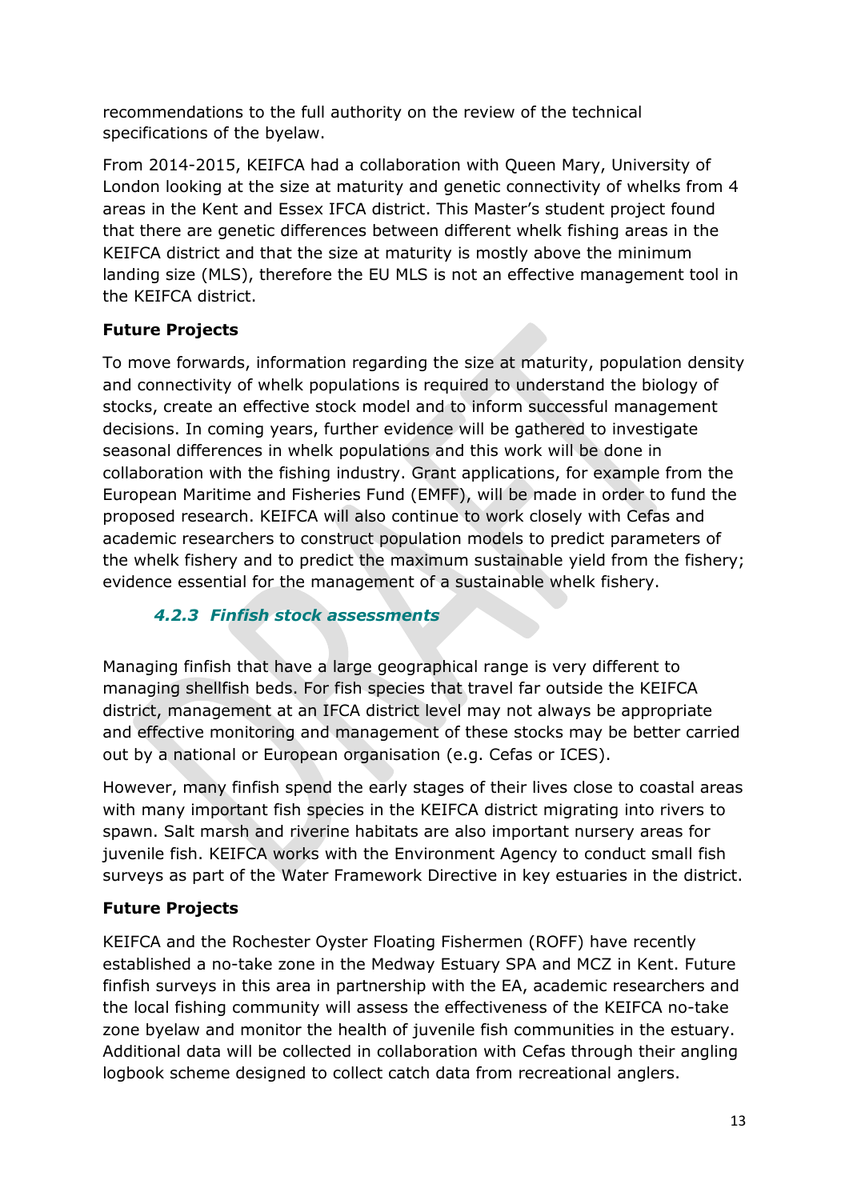recommendations to the full authority on the review of the technical specifications of the byelaw.

From 2014-2015, KEIFCA had a collaboration with Queen Mary, University of London looking at the size at maturity and genetic connectivity of whelks from 4 areas in the Kent and Essex IFCA district. This Master's student project found that there are genetic differences between different whelk fishing areas in the KEIFCA district and that the size at maturity is mostly above the minimum landing size (MLS), therefore the EU MLS is not an effective management tool in the KEIFCA district.

**Future Projects**

To move forwards, information regarding the size at maturity, population density and connectivity of whelk populations is required to understand the biology of stocks, create an effective stock model and to inform successful management decisions. In coming years, further evidence will be gathered to investigate seasonal differences in whelk populations and this work will be done in collaboration with the fishing industry. Grant applications, for example from the European Maritime and Fisheries Fund (EMFF), will be made in order to fund the proposed research. KEIFCA will also continue to work closely with Cefas and academic researchers to construct population models to predict parameters of the whelk fishery and to predict the maximum sustainable yield from the fishery; evidence essential for the management of a sustainable whelk fishery.

### *4.2.3 Finfish stock assessments*

Managing finfish that have a large geographical range is very different to managing shellfish beds. For fish species that travel far outside the KEIFCA district, management at an IFCA district level may not always be appropriate and effective monitoring and management of these stocks may be better carried out by a national or European organisation (e.g. Cefas or ICES).

However, many finfish spend the early stages of their lives close to coastal areas with many important fish species in the KEIFCA district migrating into rivers to spawn. Salt marsh and riverine habitats are also important nursery areas for juvenile fish. KEIFCA works with the Environment Agency to conduct small fish surveys as part of the Water Framework Directive in key estuaries in the district.

**Future Projects**

KEIFCA and the Rochester Oyster Floating Fishermen (ROFF) have recently established a no-take zone in the Medway Estuary SPA and MCZ in Kent. Future finfish surveys in this area in partnership with the EA, academic researchers and the local fishing community will assess the effectiveness of the KEIFCA no-take zone byelaw and monitor the health of juvenile fish communities in the estuary. Additional data will be collected in collaboration with Cefas through their angling logbook scheme designed to collect catch data from recreational anglers.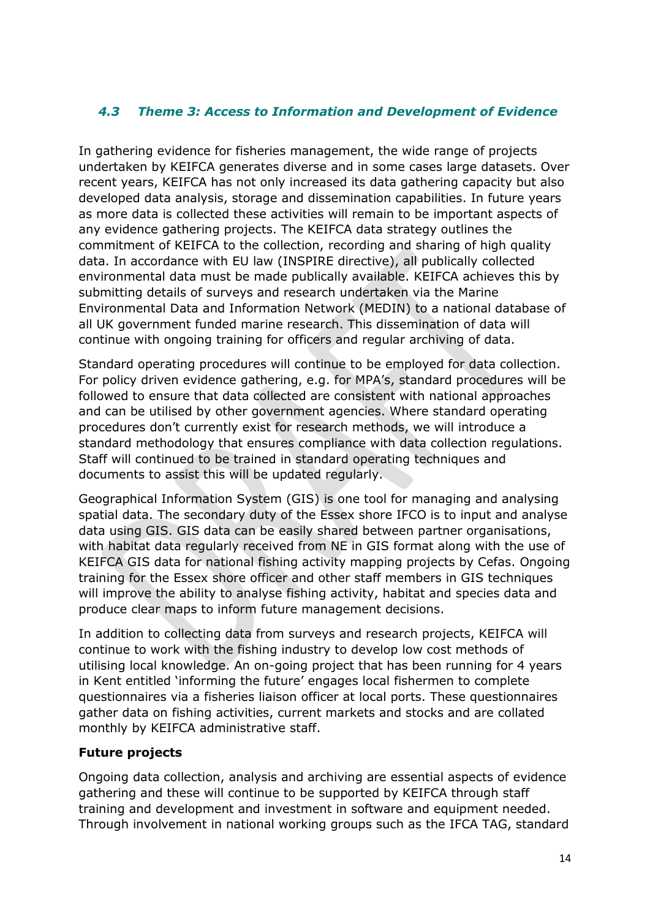### *4.3 Theme 3: Access to Information and Development of Evidence*

In gathering evidence for fisheries management, the wide range of projects undertaken by KEIFCA generates diverse and in some cases large datasets. Over recent years, KEIFCA has not only increased its data gathering capacity but also developed data analysis, storage and dissemination capabilities. In future years as more data is collected these activities will remain to be important aspects of any evidence gathering projects. The KEIFCA data strategy outlines the commitment of KEIFCA to the collection, recording and sharing of high quality data. In accordance with EU law (INSPIRE directive), all publically collected environmental data must be made publically available. KEIFCA achieves this by submitting details of surveys and research undertaken via the Marine Environmental Data and Information Network (MEDIN) to a national database of all UK government funded marine research. This dissemination of data will continue with ongoing training for officers and regular archiving of data.

Standard operating procedures will continue to be employed for data collection. For policy driven evidence gathering, e.g. for MPA's, standard procedures will be followed to ensure that data collected are consistent with national approaches and can be utilised by other government agencies. Where standard operating procedures don't currently exist for research methods, we will introduce a standard methodology that ensures compliance with data collection regulations. Staff will continued to be trained in standard operating techniques and documents to assist this will be updated regularly.

Geographical Information System (GIS) is one tool for managing and analysing spatial data. The secondary duty of the Essex shore IFCO is to input and analyse data using GIS. GIS data can be easily shared between partner organisations, with habitat data regularly received from NE in GIS format along with the use of KEIFCA GIS data for national fishing activity mapping projects by Cefas. Ongoing training for the Essex shore officer and other staff members in GIS techniques will improve the ability to analyse fishing activity, habitat and species data and produce clear maps to inform future management decisions.

In addition to collecting data from surveys and research projects, KEIFCA will continue to work with the fishing industry to develop low cost methods of utilising local knowledge. An on-going project that has been running for 4 years in Kent entitled 'informing the future' engages local fishermen to complete questionnaires via a fisheries liaison officer at local ports. These questionnaires gather data on fishing activities, current markets and stocks and are collated monthly by KEIFCA administrative staff.

**Future projects**

Ongoing data collection, analysis and archiving are essential aspects of evidence gathering and these will continue to be supported by KEIFCA through staff training and development and investment in software and equipment needed. Through involvement in national working groups such as the IFCA TAG, standard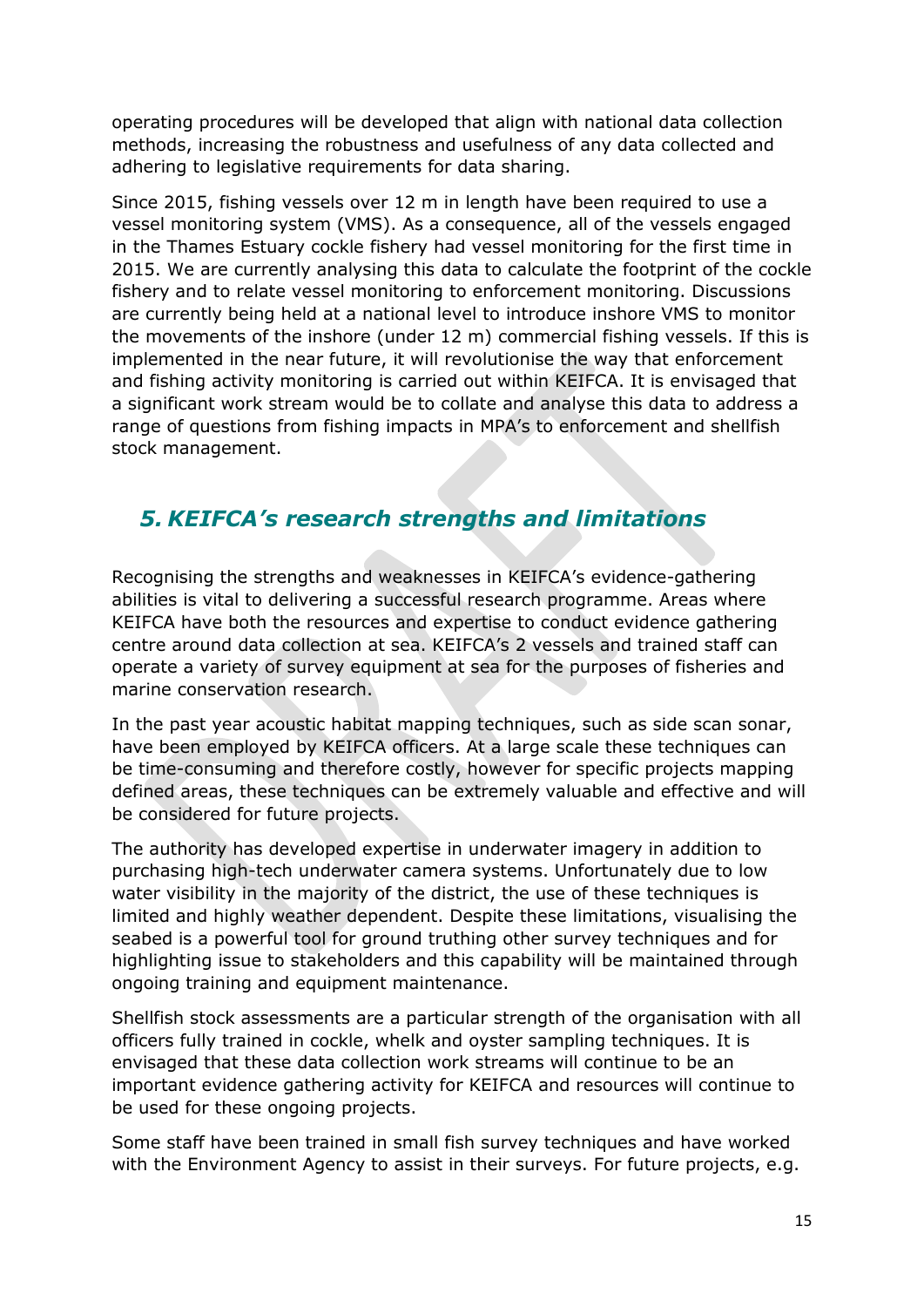operating procedures will be developed that align with national data collection methods, increasing the robustness and usefulness of any data collected and adhering to legislative requirements for data sharing.

Since 2015, fishing vessels over 12 m in length have been required to use a vessel monitoring system (VMS). As a consequence, all of the vessels engaged in the Thames Estuary cockle fishery had vessel monitoring for the first time in 2015. We are currently analysing this data to calculate the footprint of the cockle fishery and to relate vessel monitoring to enforcement monitoring. Discussions are currently being held at a national level to introduce inshore VMS to monitor the movements of the inshore (under 12 m) commercial fishing vessels. If this is implemented in the near future, it will revolutionise the way that enforcement and fishing activity monitoring is carried out within KEIFCA. It is envisaged that a significant work stream would be to collate and analyse this data to address a range of questions from fishing impacts in MPA's to enforcement and shellfish stock management.

## *5. KEIFCA's research strengths and limitations*

Recognising the strengths and weaknesses in KEIFCA's evidence-gathering abilities is vital to delivering a successful research programme. Areas where KEIFCA have both the resources and expertise to conduct evidence gathering centre around data collection at sea. KEIFCA's 2 vessels and trained staff can operate a variety of survey equipment at sea for the purposes of fisheries and marine conservation research.

In the past year acoustic habitat mapping techniques, such as side scan sonar, have been employed by KEIFCA officers. At a large scale these techniques can be time-consuming and therefore costly, however for specific projects mapping defined areas, these techniques can be extremely valuable and effective and will be considered for future projects.

The authority has developed expertise in underwater imagery in addition to purchasing high-tech underwater camera systems. Unfortunately due to low water visibility in the majority of the district, the use of these techniques is limited and highly weather dependent. Despite these limitations, visualising the seabed is a powerful tool for ground truthing other survey techniques and for highlighting issue to stakeholders and this capability will be maintained through ongoing training and equipment maintenance.

Shellfish stock assessments are a particular strength of the organisation with all officers fully trained in cockle, whelk and oyster sampling techniques. It is envisaged that these data collection work streams will continue to be an important evidence gathering activity for KEIFCA and resources will continue to be used for these ongoing projects.

Some staff have been trained in small fish survey techniques and have worked with the Environment Agency to assist in their surveys. For future projects, e.g.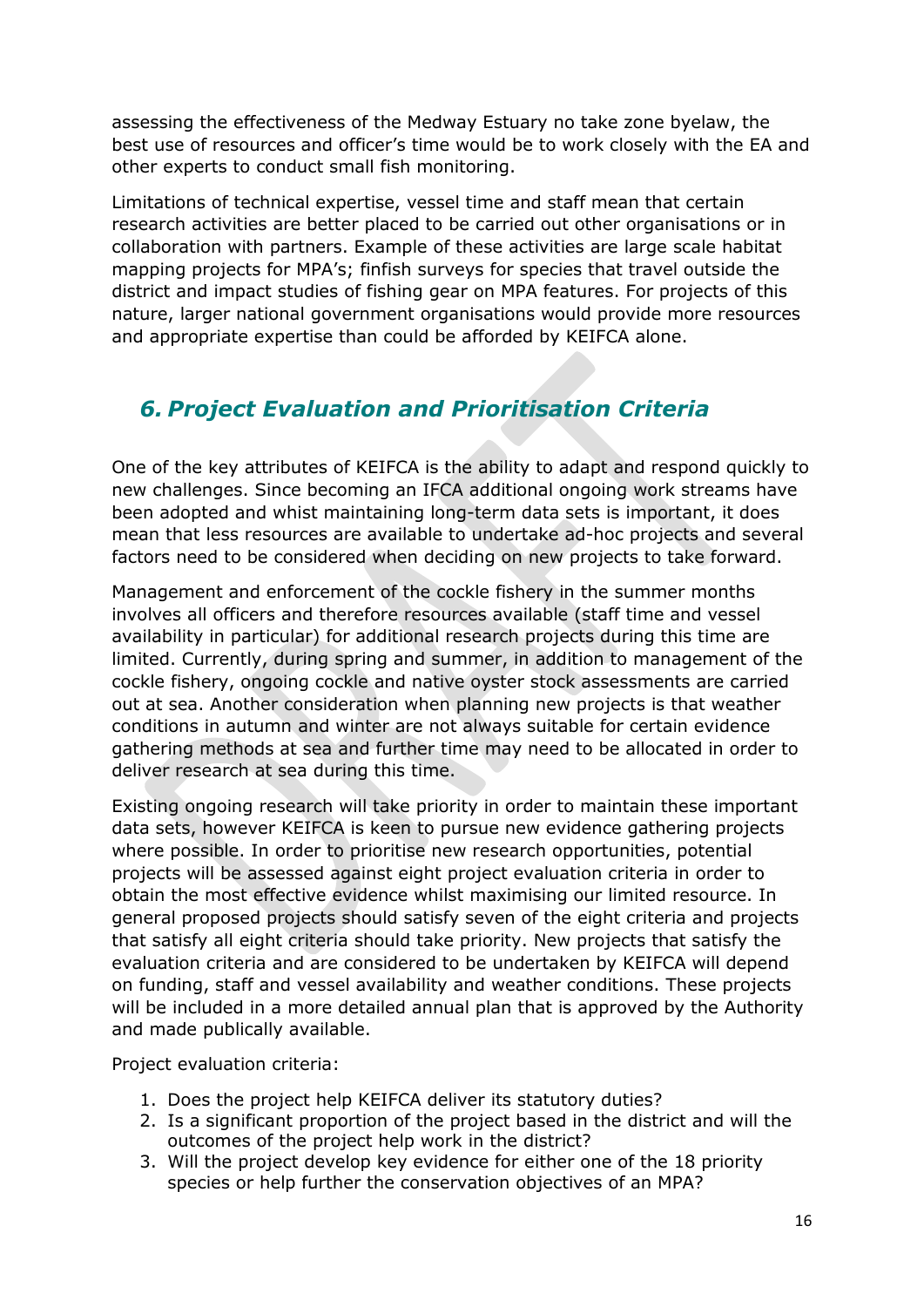assessing the effectiveness of the Medway Estuary no take zone byelaw, the best use of resources and officer's time would be to work closely with the EA and other experts to conduct small fish monitoring.

Limitations of technical expertise, vessel time and staff mean that certain research activities are better placed to be carried out other organisations or in collaboration with partners. Example of these activities are large scale habitat mapping projects for MPA's; finfish surveys for species that travel outside the district and impact studies of fishing gear on MPA features. For projects of this nature, larger national government organisations would provide more resources and appropriate expertise than could be afforded by KEIFCA alone.

## 6. Project Evaluation and Prioritisation Criteria

One of the key attributes of KEIFCA is the ability to adapt and respond quickly to new challenges. Since becoming an IFCA additional ongoing work streams have been adopted and whist maintaining long-term data sets is important, it does mean that less resources are available to undertake ad-hoc projects and several factors need to be considered when deciding on new projects to take forward.

Management and enforcement of the cockle fishery in the summer months involves all officers and therefore resources available (staff time and vessel availability in particular) for additional research projects during this time are limited. Currently, during spring and summer, in addition to management of the cockle fishery, ongoing cockle and native oyster stock assessments are carried out at sea. Another consideration when planning new projects is that weather conditions in autumn and winter are not always suitable for certain evidence gathering methods at sea and further time may need to be allocated in order to deliver research at sea during this time.

Existing ongoing research will take priority in order to maintain these important data sets, however KEIFCA is keen to pursue new evidence gathering projects where possible. In order to prioritise new research opportunities, potential projects will be assessed against eight project evaluation criteria in order to obtain the most effective evidence whilst maximising our limited resource. In general proposed projects should satisfy seven of the eight criteria and projects that satisfy all eight criteria should take priority. New projects that satisfy the evaluation criteria and are considered to be undertaken by KEIFCA will depend on funding, staff and vessel availability and weather conditions. These projects will be included in a more detailed annual plan that is approved by the Authority and made publically available.

Project evaluation criteria:

1. Does the project help KEIFCA deliver its statutory duties?
2. Is a significant proportion of the project based in the district and will the outcomes of the project help work in the district?
3. Will the project develop key evidence for either one of the 18 priority species or help further the conservation objectives of an MPA?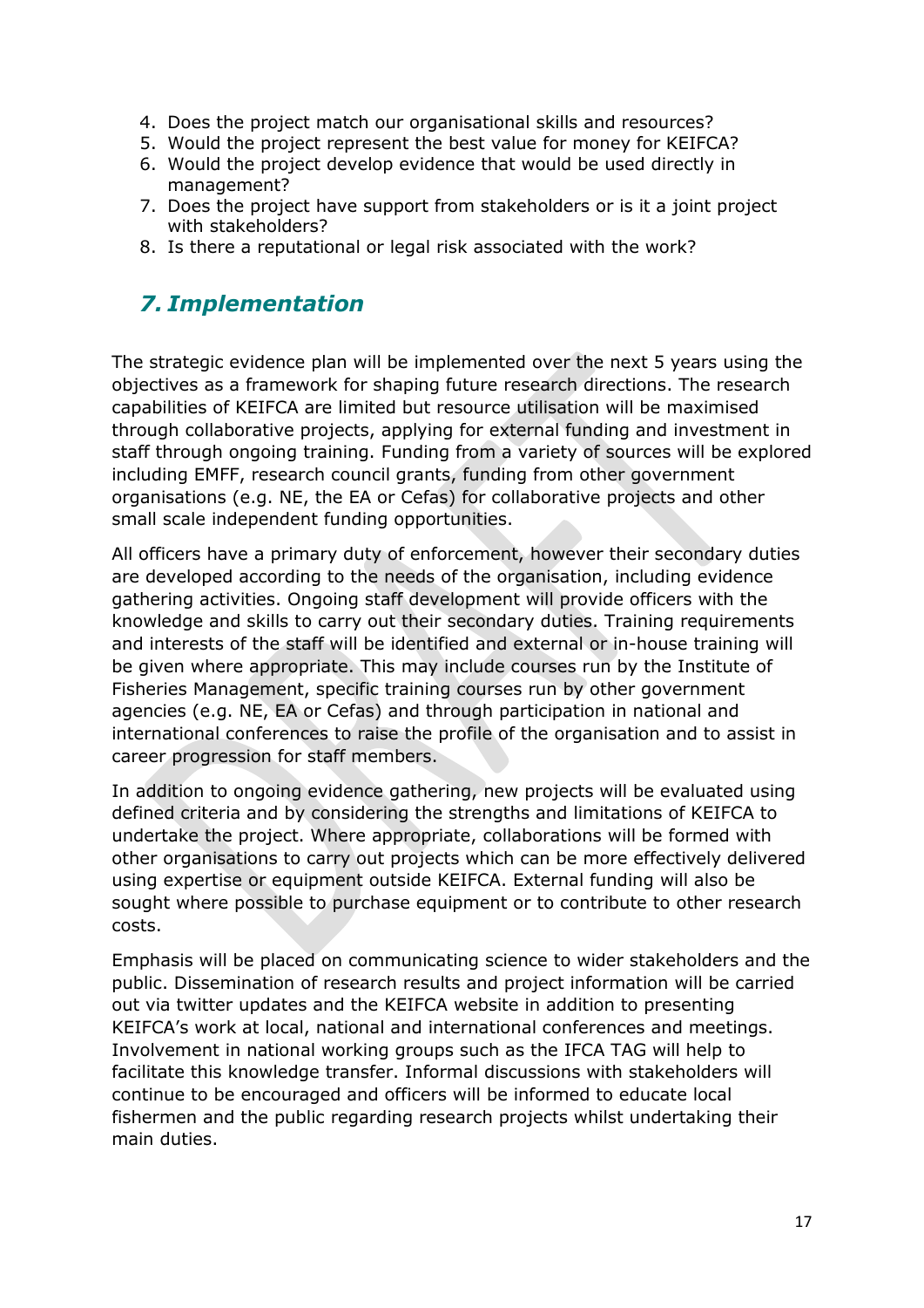4. Does the project match our organisational skills and resources?
5. Would the project represent the best value for money for KEIFCA?
6. Would the project develop evidence that would be used directly in management?
7. Does the project have support from stakeholders or is it a joint project with stakeholders?
8. Is there a reputational or legal risk associated with the work?

## *7. Implementation*

The strategic evidence plan will be implemented over the next 5 years using the objectives as a framework for shaping future research directions. The research capabilities of KEIFCA are limited but resource utilisation will be maximised through collaborative projects, applying for external funding and investment in staff through ongoing training. Funding from a variety of sources will be explored including EMFF, research council grants, funding from other government organisations (e.g. NE, the EA or Cefas) for collaborative projects and other small scale independent funding opportunities.

All officers have a primary duty of enforcement, however their secondary duties are developed according to the needs of the organisation, including evidence gathering activities. Ongoing staff development will provide officers with the knowledge and skills to carry out their secondary duties. Training requirements and interests of the staff will be identified and external or in-house training will be given where appropriate. This may include courses run by the Institute of Fisheries Management, specific training courses run by other government agencies (e.g. NE, EA or Cefas) and through participation in national and international conferences to raise the profile of the organisation and to assist in career progression for staff members.

In addition to ongoing evidence gathering, new projects will be evaluated using defined criteria and by considering the strengths and limitations of KEIFCA to undertake the project. Where appropriate, collaborations will be formed with other organisations to carry out projects which can be more effectively delivered using expertise or equipment outside KEIFCA. External funding will also be sought where possible to purchase equipment or to contribute to other research costs.

Emphasis will be placed on communicating science to wider stakeholders and the public. Dissemination of research results and project information will be carried out via twitter updates and the KEIFCA website in addition to presenting KEIFCA's work at local, national and international conferences and meetings. Involvement in national working groups such as the IFCA TAG will help to facilitate this knowledge transfer. Informal discussions with stakeholders will continue to be encouraged and officers will be informed to educate local fishermen and the public regarding research projects whilst undertaking their main duties.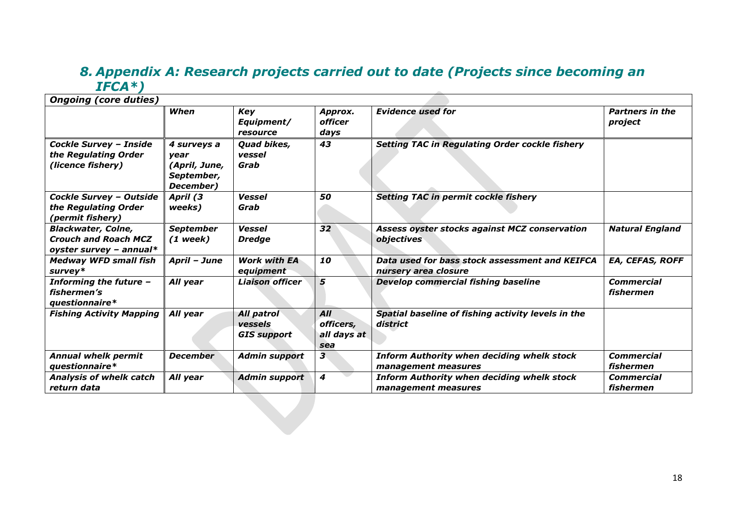## 8. Appendix A: Research projects carried out to date (Projects since becoming an IFCA*)

| *Ongoing (core duties)* | *When* | *Key Equipment/ resource* | *Approx. officer days* | *Evidence used for* | *Partners in the project* |
|---|---|---|---|---|---|
| ***Cockle Survey – Inside the Regulating Order (licence fishery)*** | ***4 surveys a year (April, June, September, December)*** | ***Quad bikes, vessel Grab*** | ***43*** | ***Setting TAC in Regulating Order cockle fishery*** | |
| ***Cockle Survey – Outside the Regulating Order (permit fishery)*** | ***April (3 weeks)*** | ***Vessel Grab*** | ***50*** | ***Setting TAC in permit cockle fishery*** | |
| ***Blackwater, Colne, Crouch and Roach MCZ oyster survey – annual**** | ***September (1 week)*** | ***Vessel Dredge*** | ***32*** | ***Assess oyster stocks against MCZ conservation objectives*** | ***Natural England*** |
| ***Medway WFD small fish survey**** | ***April – June*** | ***Work with EA equipment*** | ***10*** | ***Data used for bass stock assessment and KEIFCA nursery area closure*** | ***EA, CEFAS, ROFF*** |
| ***Informing the future – fishermen's questionnaire**** | ***All year*** | ***Liaison officer*** | ***5*** | ***Develop commercial fishing baseline*** | ***Commercial fishermen*** |
| ***Fishing Activity Mapping*** | ***All year*** | ***All patrol vessels GIS support*** | ***All officers, all days at sea*** | ***Spatial baseline of fishing activity levels in the district*** | |
| ***Annual whelk permit questionnaire**** | ***December*** | ***Admin support*** | ***3*** | ***Inform Authority when deciding whelk stock management measures*** | ***Commercial fishermen*** |
| ***Analysis of whelk catch return data*** | ***All year*** | ***Admin support*** | ***4*** | ***Inform Authority when deciding whelk stock management measures*** | ***Commercial fishermen*** |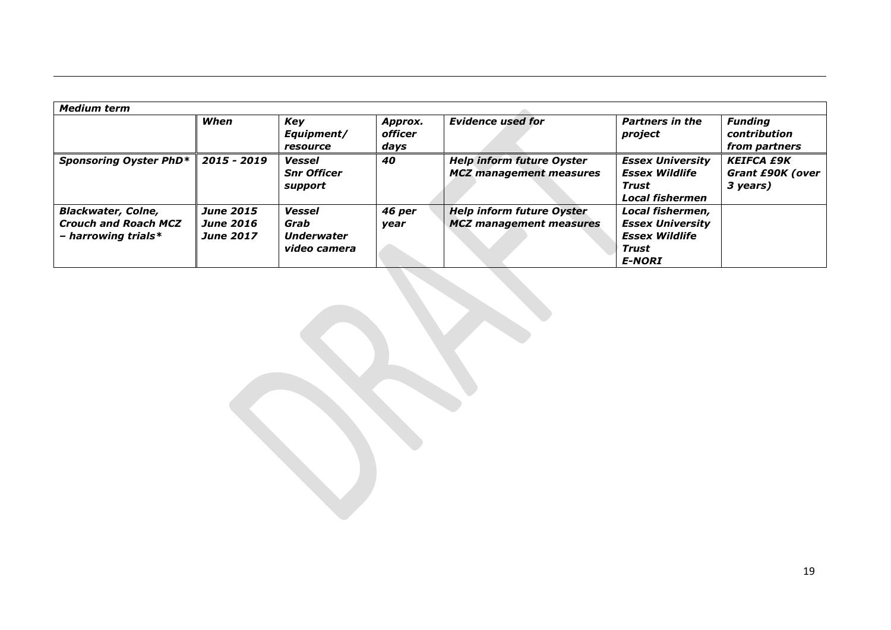| *Medium term* | | | | | | | |
|---|---|---|---|---|---|---|---|
| | ***When*** | ***Key Equipment/ resource*** | ***Approx. officer days*** | ***Evidence used for*** | ***Partners in the project*** | ***Funding contribution from partners*** |
| ***Sponsoring Oyster PhD**** | ***2015 - 2019*** | ***Vessel Snr Officer support*** | ***40*** | ***Help inform future Oyster MCZ management measures*** | ***Essex University Essex Wildlife Trust Local fishermen*** | ***KEIFCA £9K Grant £90K (over 3 years)*** |
| ***Blackwater, Colne, Crouch and Roach MCZ – harrowing trials**** | ***June 2015 June 2016 June 2017*** | ***Vessel Grab Underwater video camera*** | ***46 per year*** | ***Help inform future Oyster MCZ management measures*** | ***Local fishermen, Essex University Essex Wildlife Trust E-NORI*** | |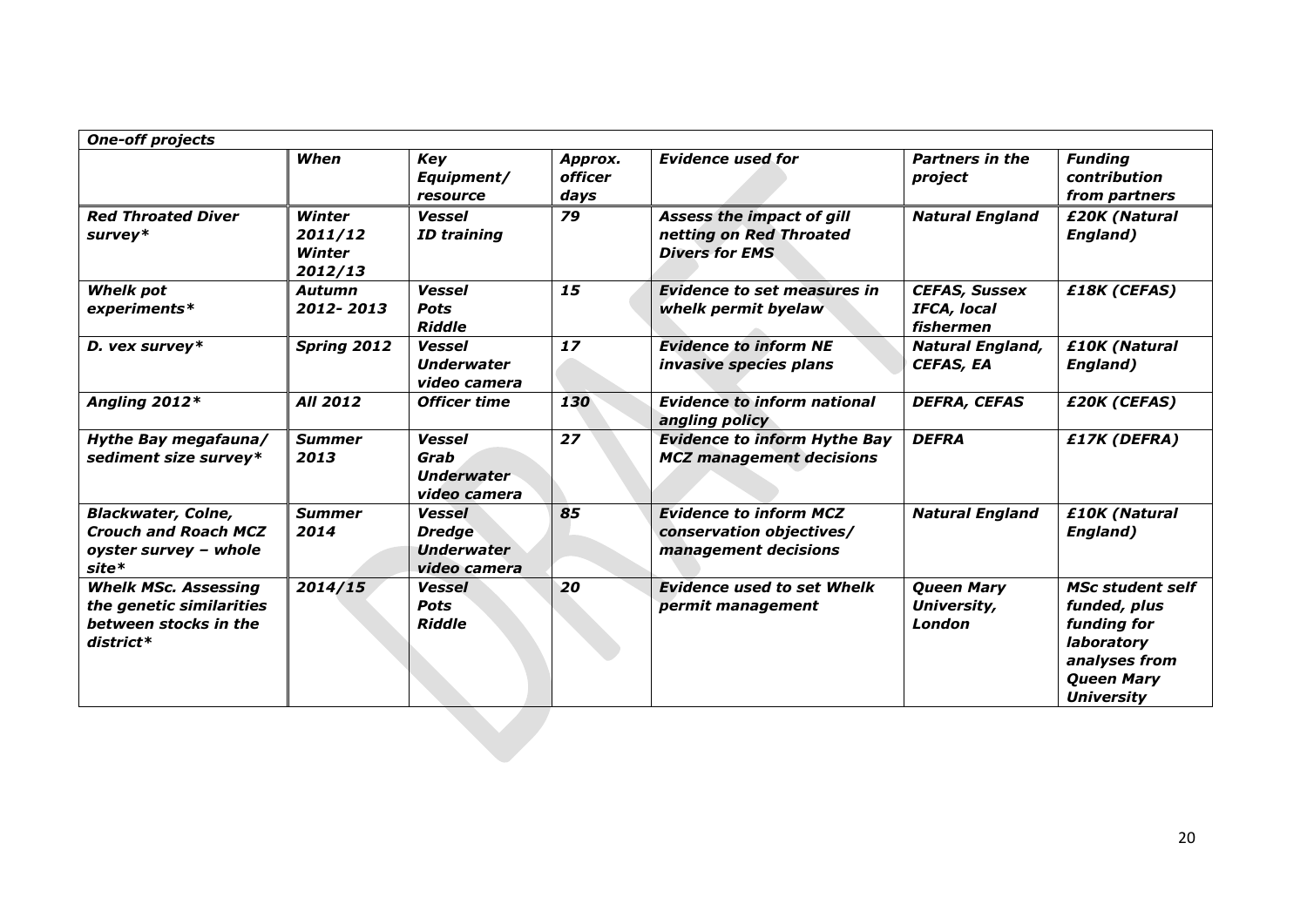| *One-off projects* | | | | | | |
|---|---|---|---|---|---|---|
| | ***When*** | ***Key Equipment/ resource*** | ***Approx. officer days*** | ***Evidence used for*** | ***Partners in the project*** | ***Funding contribution from partners*** |
| ***Red Throated Diver survey**** | ***Winter 2011/12 Winter 2012/13*** | ***Vessel ID training*** | ***79*** | ***Assess the impact of gill netting on Red Throated Divers for EMS*** | ***Natural England*** | ***£20K (Natural England)*** |
| ***Whelk pot experiments**** | ***Autumn 2012- 2013*** | ***Vessel Pots Riddle*** | ***15*** | ***Evidence to set measures in whelk permit byelaw*** | ***CEFAS, Sussex IFCA, local fishermen*** | ***£18K (CEFAS)*** |
| ***D. vex survey**** | ***Spring 2012*** | ***Vessel Underwater video camera*** | ***17*** | ***Evidence to inform NE invasive species plans*** | ***Natural England, CEFAS, EA*** | ***£10K (Natural England)*** |
| ***Angling 2012**** | ***All 2012*** | ***Officer time*** | ***130*** | ***Evidence to inform national angling policy*** | ***DEFRA, CEFAS*** | ***£20K (CEFAS)*** |
| ***Hythe Bay megafauna/ sediment size survey**** | ***Summer 2013*** | ***Vessel Grab Underwater video camera*** | ***27*** | ***Evidence to inform Hythe Bay MCZ management decisions*** | ***DEFRA*** | ***£17K (DEFRA)*** |
| ***Blackwater, Colne, Crouch and Roach MCZ oyster survey – whole site**** | ***Summer 2014*** | ***Vessel Dredge Underwater video camera*** | ***85*** | ***Evidence to inform MCZ conservation objectives/ management decisions*** | ***Natural England*** | ***£10K (Natural England)*** |
| ***Whelk MSc. Assessing the genetic similarities between stocks in the district**** | ***2014/15*** | ***Vessel Pots Riddle*** | ***20*** | ***Evidence used to set Whelk permit management*** | ***Queen Mary University, London*** | ***MSc student self funded, plus funding for laboratory analyses from Queen Mary University*** |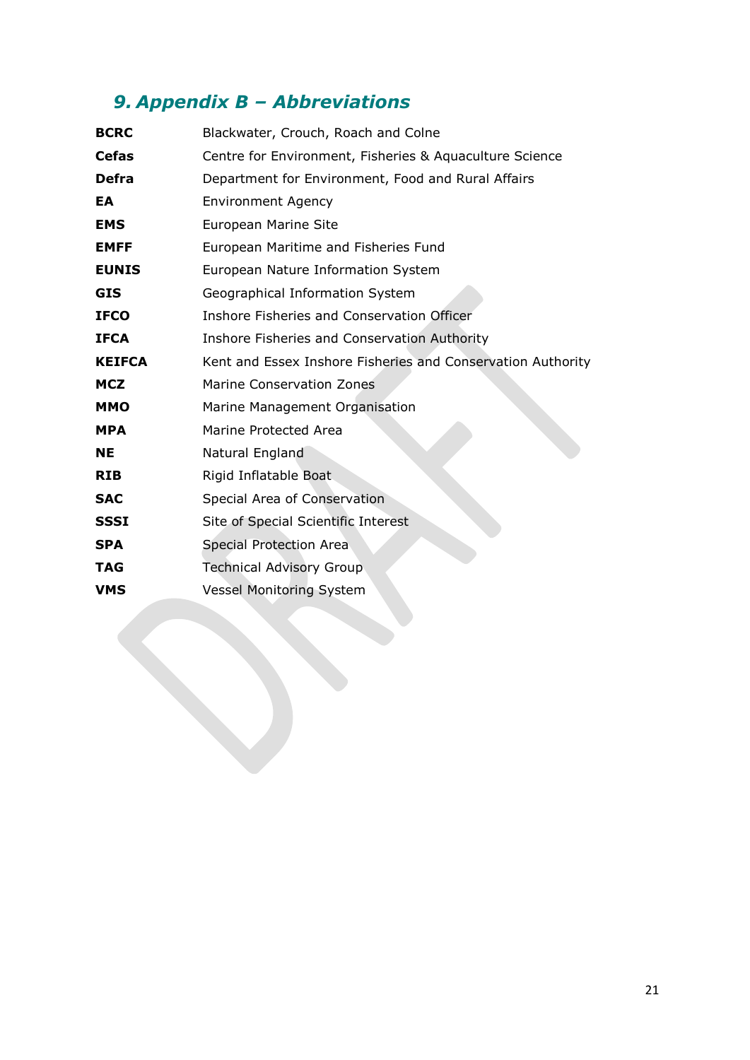## 9. Appendix B – Abbreviations

| | |
|---|---|
| **BCRC** | Blackwater, Crouch, Roach and Colne |
| **Cefas** | Centre for Environment, Fisheries & Aquaculture Science |
| **Defra** | Department for Environment, Food and Rural Affairs |
| **EA** | Environment Agency |
| **EMS** | European Marine Site |
| **EMFF** | European Maritime and Fisheries Fund |
| **EUNIS** | European Nature Information System |
| **GIS** | Geographical Information System |
| **IFCO** | Inshore Fisheries and Conservation Officer |
| **IFCA** | Inshore Fisheries and Conservation Authority |
| **KEIFCA** | Kent and Essex Inshore Fisheries and Conservation Authority |
| **MCZ** | Marine Conservation Zones |
| **MMO** | Marine Management Organisation |
| **MPA** | Marine Protected Area |
| **NE** | Natural England |
| **RIB** | Rigid Inflatable Boat |
| **SAC** | Special Area of Conservation |
| **SSSI** | Site of Special Scientific Interest |
| **SPA** | Special Protection Area |
| **TAG** | Technical Advisory Group |
| **VMS** | Vessel Monitoring System |